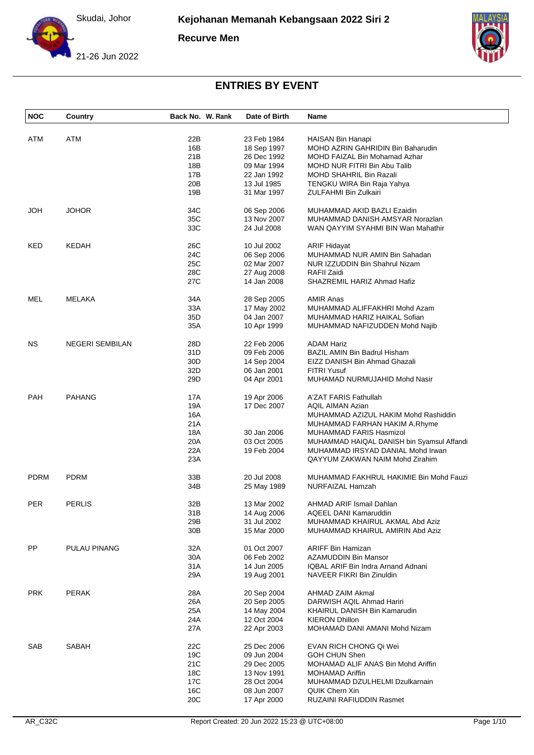Skudai, Johor

21-26 Jun 2022

# Kejohanan Memanah Kebangsaan 2022 Siri 2

**Recurve Men**

## ENTRIES BY EVENT

| NOC | Country | Back No. | W. Rank | Date of Birth | Name |
|---|---|---|---|---|---|
| ATM | ATM | 22B | | 23 Feb 1984 | HAISAN Bin Hanapi |
| | | 16B | | 18 Sep 1997 | MOHD AZRIN GAHRIDIN Bin Baharudin |
| | | 21B | | 26 Dec 1992 | MOHD FAIZAL Bin Mohamad Azhar |
| | | 18B | | 09 Mar 1994 | MOHD NUR FITRI Bin Abu Talib |
| | | 17B | | 22 Jan 1992 | MOHD SHAHRIL Bin Razali |
| | | 20B | | 13 Jul 1985 | TENGKU WIRA Bin Raja Yahya |
| | | 19B | | 31 Mar 1997 | ZULFAHMI Bin Zulkairi |
| JOH | JOHOR | 34C | | 06 Sep 2006 | MUHAMMAD AKID BAZLI Ezaidin |
| | | 35C | | 13 Nov 2007 | MUHAMMAD DANISH AMSYAR Norazlan |
| | | 33C | | 24 Jul 2008 | WAN QAYYIM SYAHMI BIN Wan Mahathir |
| KED | KEDAH | 26C | | 10 Jul 2002 | ARIF Hidayat |
| | | 24C | | 06 Sep 2006 | MUHAMMAD NUR AMIN Bin Sahadan |
| | | 25C | | 02 Mar 2007 | NUR IZZUDDIN Bin Shahrul Nizam |
| | | 28C | | 27 Aug 2008 | RAFII Zaidi |
| | | 27C | | 14 Jan 2008 | SHAZREMIL HARIZ Ahmad Hafiz |
| MEL | MELAKA | 34A | | 28 Sep 2005 | AMIR Anas |
| | | 33A | | 17 May 2002 | MUHAMMAD ALIFFAKHRI Mohd Azam |
| | | 35D | | 04 Jan 2007 | MUHAMMAD HARIZ HAIKAL Sofian |
| | | 35A | | 10 Apr 1999 | MUHAMMAD NAFIZUDDEN Mohd Najib |
| NS | NEGERI SEMBILAN | 28D | | 22 Feb 2006 | ADAM Hariz |
| | | 31D | | 09 Feb 2006 | BAZIL AMIN Bin Badrul Hisham |
| | | 30D | | 14 Sep 2004 | EIZZ DANISH Bin Ahmad Ghazali |
| | | 32D | | 06 Jan 2001 | FITRI Yusuf |
| | | 29D | | 04 Apr 2001 | MUHAMAD NURMUJAHID Mohd Nasir |
| PAH | PAHANG | 17A | | 19 Apr 2006 | A'ZAT FARIS Fathullah |
| | | 19A | | 17 Dec 2007 | AQIL AIMAN Azian |
| | | 16A | | | MUHAMMAD AZIZUL HAKIM Mohd Rashiddin |
| | | 21A | | | MUHAMMAD FARHAN HAKIM A.Rhyme |
| | | 18A | | 30 Jan 2006 | MUHAMMAD FARIS Hasmizol |
| | | 20A | | 03 Oct 2005 | MUHAMMAD HAIQAL DANISH bin Syamsul Affandi |
| | | 22A | | 19 Feb 2004 | MUHAMMAD IRSYAD DANIAL Mohd Irwan |
| | | 23A | | | QAYYUM ZAKWAN NAIM Mohd Zirahim |
| PDRM | PDRM | 33B | | 20 Jul 2008 | MUHAMMAD FAKHRUL HAKIMIE Bin Mohd Fauzi |
| | | 34B | | 25 May 1989 | NURFAIZAL Hamzah |
| PER | PERLIS | 32B | | 13 Mar 2002 | AHMAD ARIF Ismail Dahlan |
| | | 31B | | 14 Aug 2006 | AQEEL DANI Kamaruddin |
| | | 29B | | 31 Jul 2002 | MUHAMMAD KHAIRUL AKMAL Abd Aziz |
| | | 30B | | 15 Mar 2000 | MUHAMMAD KHAIRUL AMIRIN Abd Aziz |
| PP | PULAU PINANG | 32A | | 01 Oct 2007 | ARIFF Bin Hamizan |
| | | 30A | | 06 Feb 2002 | AZAMUDDIN Bin Mansor |
| | | 31A | | 14 Jun 2005 | IQBAL ARIF Bin Indra Arnand Adnani |
| | | 29A | | 19 Aug 2001 | NAVEER FIKRI Bin Zinuldin |
| PRK | PERAK | 28A | | 20 Sep 2004 | AHMAD ZAIM Akmal |
| | | 26A | | 20 Sep 2005 | DARWISH AQIL Ahmad Hariri |
| | | 25A | | 14 May 2004 | KHAIRUL DANISH Bin Kamarudin |
| | | 24A | | 12 Oct 2004 | KIERON Dhillon |
| | | 27A | | 22 Apr 2003 | MOHAMAD DANI AMANI Mohd Nizam |
| SAB | SABAH | 22C | | 25 Dec 2006 | EVAN RICH CHONG Qi Wei |
| | | 19C | | 09 Jun 2004 | GOH CHUN Shen |
| | | 21C | | 29 Dec 2005 | MOHAMAD ALIF ANAS Bin Mohd Ariffin |
| | | 18C | | 13 Nov 1991 | MOHAMAD Ariffin |
| | | 17C | | 28 Oct 2004 | MUHAMMAD DZULHELMI Dzulkarnain |
| | | 16C | | 08 Jun 2007 | QUIK Chern Xin |
| | | 20C | | 17 Apr 2000 | RUZAINI RAFIUDDIN Rasmet |

AR_C32C    Report Created: 20 Jun 2022 15:23 @ UTC+08:00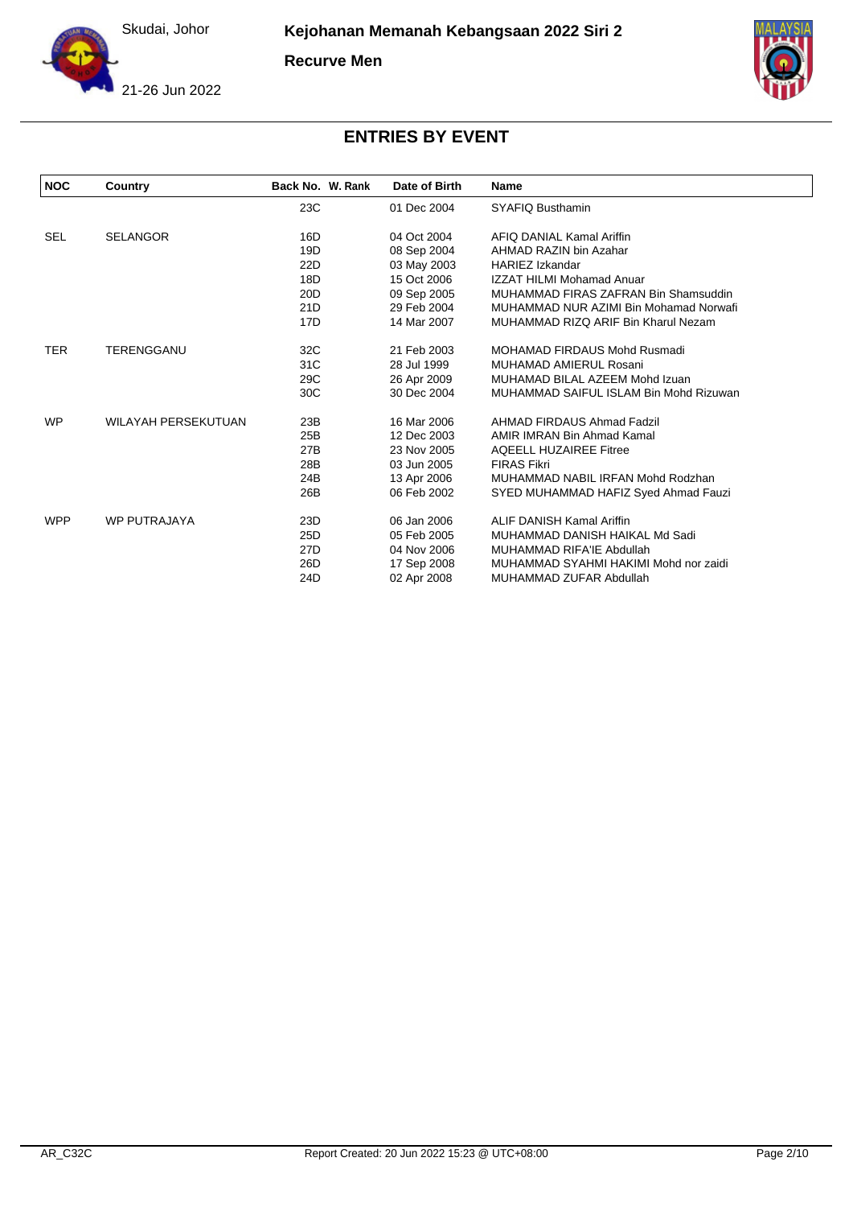# ENTRIES BY EVENT

Kejohanan Memanah Kebangsaan 2022 Siri 2

Recurve Men

Skudai, Johor

21-26 Jun 2022

| NOC | Country | Back No. | W. Rank | Date of Birth | Name |
|---|---|---|---|---|---|
| | | 23C | | 01 Dec 2004 | SYAFIQ Busthamin |
| SEL | SELANGOR | 16D | | 04 Oct 2004 | AFIQ DANIAL Kamal Ariffin |
| | | 19D | | 08 Sep 2004 | AHMAD RAZIN bin Azahar |
| | | 22D | | 03 May 2003 | HARIEZ Izkandar |
| | | 18D | | 15 Oct 2006 | IZZAT HILMI Mohamad Anuar |
| | | 20D | | 09 Sep 2005 | MUHAMMAD FIRAS ZAFRAN Bin Shamsuddin |
| | | 21D | | 29 Feb 2004 | MUHAMMAD NUR AZIMI Bin Mohamad Norwafi |
| | | 17D | | 14 Mar 2007 | MUHAMMAD RIZQ ARIF Bin Kharul Nezam |
| TER | TERENGGANU | 32C | | 21 Feb 2003 | MOHAMAD FIRDAUS Mohd Rusmadi |
| | | 31C | | 28 Jul 1999 | MUHAMAD AMIERUL Rosani |
| | | 29C | | 26 Apr 2009 | MUHAMAD BILAL AZEEM Mohd Izuan |
| | | 30C | | 30 Dec 2004 | MUHAMMAD SAIFUL ISLAM Bin Mohd Rizuwan |
| WP | WILAYAH PERSEKUTUAN | 23B | | 16 Mar 2006 | AHMAD FIRDAUS Ahmad Fadzil |
| | | 25B | | 12 Dec 2003 | AMIR IMRAN Bin Ahmad Kamal |
| | | 27B | | 23 Nov 2005 | AQEELL HUZAIREE Fitree |
| | | 28B | | 03 Jun 2005 | FIRAS Fikri |
| | | 24B | | 13 Apr 2006 | MUHAMMAD NABIL IRFAN Mohd Rodzhan |
| | | 26B | | 06 Feb 2002 | SYED MUHAMMAD HAFIZ Syed Ahmad Fauzi |
| WPP | WP PUTRAJAYA | 23D | | 06 Jan 2006 | ALIF DANISH Kamal Ariffin |
| | | 25D | | 05 Feb 2005 | MUHAMMAD DANISH HAIKAL Md Sadi |
| | | 27D | | 04 Nov 2006 | MUHAMMAD RIFA'IE Abdullah |
| | | 26D | | 17 Sep 2008 | MUHAMMAD SYAHMI HAKIMI Mohd nor zaidi |
| | | 24D | | 02 Apr 2008 | MUHAMMAD ZUFAR Abdullah |

AR_C32C Report Created: 20 Jun 2022 15:23 @ UTC+08:00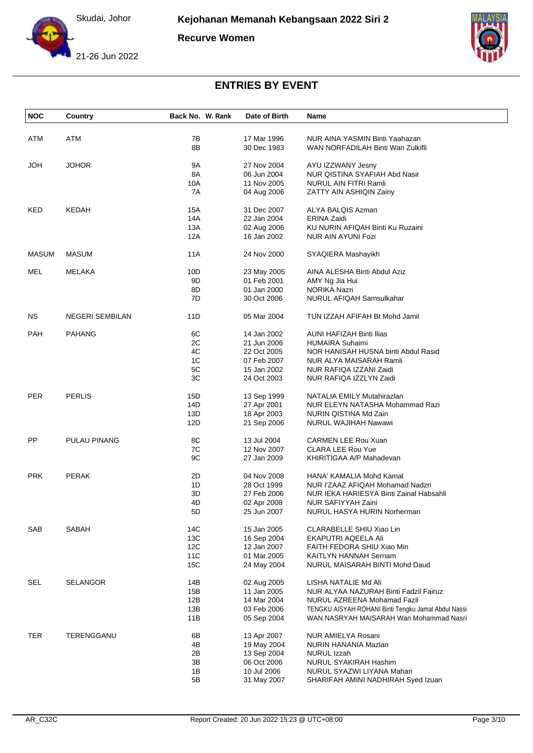Skudai, Johor

**Kejohanan Memanah Kebangsaan 2022 Siri 2**

**Recurve Women**

21-26 Jun 2022

## ENTRIES BY EVENT

| NOC | Country | Back No. | W. Rank | Date of Birth | Name |
|---|---|---|---|---|---|
| ATM | ATM | 7B | | 17 Mar 1996 | NUR AINA YASMIN Binti Yaahazan |
| | | 8B | | 30 Dec 1983 | WAN NORFADILAH Binti Wan Zulkifli |
| JOH | JOHOR | 9A | | 27 Nov 2004 | AYU IZZWANY Jesny |
| | | 8A | | 06 Jun 2004 | NUR QISTINA SYAFIAH Abd Nasir |
| | | 10A | | 11 Nov 2005 | NURUL AIN FITRI Ramli |
| | | 7A | | 04 Aug 2006 | ZATTY AIN ASHIQIN Zainy |
| KED | KEDAH | 15A | | 31 Dec 2007 | ALYA BALQIS Azman |
| | | 14A | | 22 Jan 2004 | ERINA Zaidi |
| | | 13A | | 02 Aug 2006 | KU NURIN AFIQAH Binti Ku Ruzaini |
| | | 12A | | 16 Jan 2002 | NUR AIN AYUNI Fozi |
| MASUM | MASUM | 11A | | 24 Nov 2000 | SYAQIERA Mashayikh |
| MEL | MELAKA | 10D | | 23 May 2005 | AINA ALESHA Binti Abdul Aziz |
| | | 9D | | 01 Feb 2001 | AMY Ng Jia Hui |
| | | 8D | | 01 Jan 2000 | NORIKA Nazri |
| | | 7D | | 30 Oct 2006 | NURUL AFIQAH Samsulkahar |
| NS | NEGERI SEMBILAN | 11D | | 05 Mar 2004 | TUN IZZAH AFIFAH Bt Mohd Jamil |
| PAH | PAHANG | 6C | | 14 Jan 2002 | AUNI HAFIZAH Binti Ilias |
| | | 2C | | 21 Jun 2006 | HUMAIRA Suhaimi |
| | | 4C | | 22 Oct 2005 | NOR HANISAH HUSNA binti Abdul Rasid |
| | | 1C | | 07 Feb 2007 | NUR ALYA MAISARAH Ramli |
| | | 5C | | 15 Jan 2002 | NUR RAFIQA IZZANI Zaidi |
| | | 3C | | 24 Oct 2003 | NUR RAFIQA IZZLYN Zaidi |
| PER | PERLIS | 15D | | 13 Sep 1999 | NATALIA EMILY Mutahirazlan |
| | | 14D | | 27 Apr 2001 | NUR ELEYN NATASHA Mohammad Razi |
| | | 13D | | 18 Apr 2003 | NURIN QISTINA Md Zain |
| | | 12D | | 21 Sep 2006 | NURUL WAJIHAH Nawawi |
| PP | PULAU PINANG | 8C | | 13 Jul 2004 | CARMEN LEE Rou Xuan |
| | | 7C | | 12 Nov 2007 | CLARA LEE Rou Yue |
| | | 9C | | 27 Jan 2009 | KHIRITIGAA A/P Mahadevan |
| PRK | PERAK | 2D | | 04 Nov 2008 | HANA' KAMALIA Mohd Kamal |
| | | 1D | | 28 Oct 1999 | NUR I'ZAAZ AFIQAH Mohamad Nadzri |
| | | 3D | | 27 Feb 2006 | NUR IEKA HARIESYA Binti Zainal Habsahli |
| | | 4D | | 02 Apr 2008 | NUR SAFIYYAH Zaini |
| | | 5D | | 25 Jun 2007 | NURUL HASYA HURIN Norherman |
| SAB | SABAH | 14C | | 15 Jan 2005 | CLARABELLE SHIU Xiao Lin |
| | | 13C | | 16 Sep 2004 | EKAPUTRI AQEELA Ali |
| | | 12C | | 12 Jan 2007 | FAITH FEDORA SHIU Xiao Min |
| | | 11C | | 01 Mar 2005 | KAITLYN HANNAH Sernam |
| | | 15C | | 24 May 2004 | NURUL MAISARAH BINTI Mohd Daud |
| SEL | SELANGOR | 14B | | 02 Aug 2005 | LISHA NATALIE Md Ali |
| | | 15B | | 11 Jan 2005 | NUR ALYAA NAZURAH Binti Fadzil Fairuz |
| | | 12B | | 14 Mar 2004 | NURUL AZREENA Mohamad Fazil |
| | | 13B | | 03 Feb 2006 | TENGKU AISYAH ROHANI Binti Tengku Jamal Abdul Nassi |
| | | 11B | | 05 Sep 2004 | WAN NASRYAH MAISARAH Wan Mohammad Nasri |
| TER | TERENGGANU | 6B | | 13 Apr 2007 | NUR AMIELYA Rosani |
| | | 4B | | 19 May 2004 | NURIN HANANIA Mazlan |
| | | 2B | | 13 Sep 2004 | NURUL Izzah |
| | | 3B | | 06 Oct 2006 | NURUL SYAKIRAH Hashim |
| | | 1B | | 10 Jul 2006 | NURUL SYAZWI LIYANA Mahari |
| | | 5B | | 31 May 2007 | SHARIFAH AMINI NADHIRAH Syed Izuan |

AR_C32C　　Report Created: 20 Jun 2022 15:23 @ UTC+08:00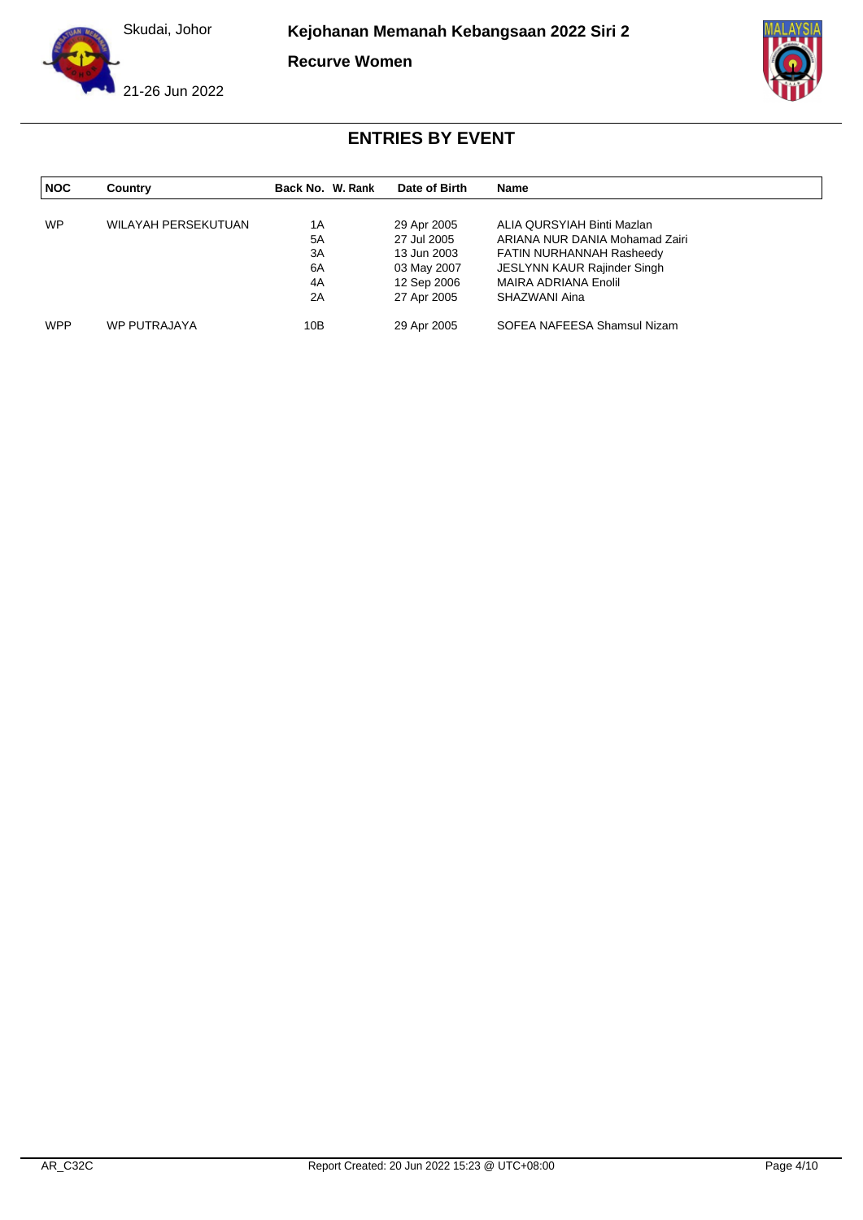Skudai, Johor

**Kejohanan Memanah Kebangsaan 2022 Siri 2**

**Recurve Women**

21-26 Jun 2022

## ENTRIES BY EVENT

| NOC | Country | Back No. | W. Rank | Date of Birth | Name |
|---|---|---|---|---|---|
| WP | WILAYAH PERSEKUTUAN | 1A | | 29 Apr 2005 | ALIA QURSYIAH Binti Mazlan |
| | | 5A | | 27 Jul 2005 | ARIANA NUR DANIA Mohamad Zairi |
| | | 3A | | 13 Jun 2003 | FATIN NURHANNAH Rasheedy |
| | | 6A | | 03 May 2007 | JESLYNN KAUR Rajinder Singh |
| | | 4A | | 12 Sep 2006 | MAIRA ADRIANA Enolil |
| | | 2A | | 27 Apr 2005 | SHAZWANI Aina |
| WPP | WP PUTRAJAYA | 10B | | 29 Apr 2005 | SOFEA NAFEESA Shamsul Nizam |

AR_C32C

Report Created: 20 Jun 2022 15:23 @ UTC+08:00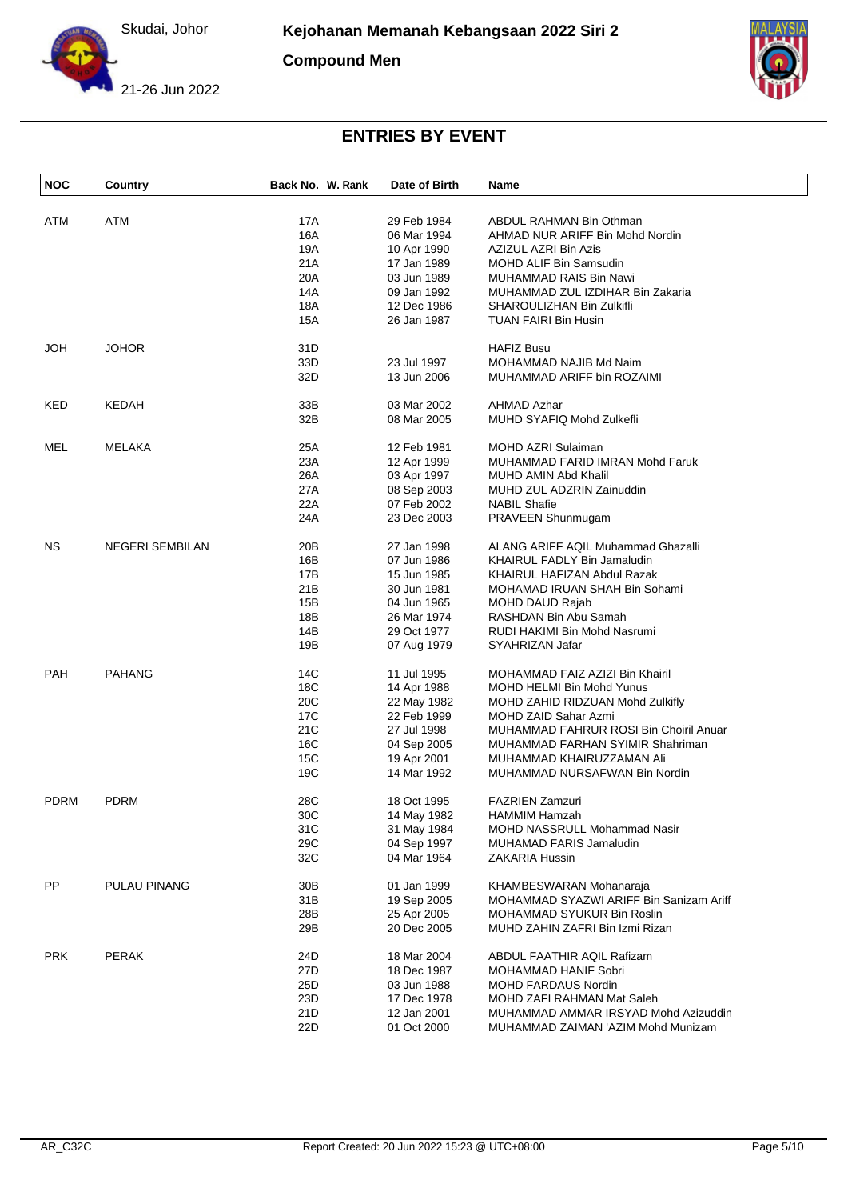Skudai, Johor

**Kejohanan Memanah Kebangsaan 2022 Siri 2**

**Compound Men**

21-26 Jun 2022

## ENTRIES BY EVENT

| NOC | Country | Back No. | W. Rank | Date of Birth | Name |
|---|---|---|---|---|---|
| ATM | ATM | 17A | | 29 Feb 1984 | ABDUL RAHMAN Bin Othman |
| | | 16A | | 06 Mar 1994 | AHMAD NUR ARIFF Bin Mohd Nordin |
| | | 19A | | 10 Apr 1990 | AZIZUL AZRI Bin Azis |
| | | 21A | | 17 Jan 1989 | MOHD ALIF Bin Samsudin |
| | | 20A | | 03 Jun 1989 | MUHAMMAD RAIS Bin Nawi |
| | | 14A | | 09 Jan 1992 | MUHAMMAD ZUL IZDIHAR Bin Zakaria |
| | | 18A | | 12 Dec 1986 | SHAROULIZHAN Bin Zulkifli |
| | | 15A | | 26 Jan 1987 | TUAN FAIRI Bin Husin |
| JOH | JOHOR | 31D | | | HAFIZ Busu |
| | | 33D | | 23 Jul 1997 | MOHAMMAD NAJIB Md Naim |
| | | 32D | | 13 Jun 2006 | MUHAMMAD ARIFF bin ROZAIMI |
| KED | KEDAH | 33B | | 03 Mar 2002 | AHMAD Azhar |
| | | 32B | | 08 Mar 2005 | MUHD SYAFIQ Mohd Zulkefli |
| MEL | MELAKA | 25A | | 12 Feb 1981 | MOHD AZRI Sulaiman |
| | | 23A | | 12 Apr 1999 | MUHAMMAD FARID IMRAN Mohd Faruk |
| | | 26A | | 03 Apr 1997 | MUHD AMIN Abd Khalil |
| | | 27A | | 08 Sep 2003 | MUHD ZUL ADZRIN Zainuddin |
| | | 22A | | 07 Feb 2002 | NABIL Shafie |
| | | 24A | | 23 Dec 2003 | PRAVEEN Shunmugam |
| NS | NEGERI SEMBILAN | 20B | | 27 Jan 1998 | ALANG ARIFF AQIL Muhammad Ghazalli |
| | | 16B | | 07 Jun 1986 | KHAIRUL FADLY Bin Jamaludin |
| | | 17B | | 15 Jun 1985 | KHAIRUL HAFIZAN Abdul Razak |
| | | 21B | | 30 Jun 1981 | MOHAMAD IRUAN SHAH Bin Sohami |
| | | 15B | | 04 Jun 1965 | MOHD DAUD Rajab |
| | | 18B | | 26 Mar 1974 | RASHDAN Bin Abu Samah |
| | | 14B | | 29 Oct 1977 | RUDI HAKIMI Bin Mohd Nasrumi |
| | | 19B | | 07 Aug 1979 | SYAHRIZAN Jafar |
| PAH | PAHANG | 14C | | 11 Jul 1995 | MOHAMMAD FAIZ AZIZI Bin Khairil |
| | | 18C | | 14 Apr 1988 | MOHD HELMI Bin Mohd Yunus |
| | | 20C | | 22 May 1982 | MOHD ZAHID RIDZUAN Mohd Zulkifly |
| | | 17C | | 22 Feb 1999 | MOHD ZAID Sahar Azmi |
| | | 21C | | 27 Jul 1998 | MUHAMMAD FAHRUR ROSI Bin Choiril Anuar |
| | | 16C | | 04 Sep 2005 | MUHAMMAD FARHAN SYIMIR Shahriman |
| | | 15C | | 19 Apr 2001 | MUHAMMAD KHAIRUZZAMAN Ali |
| | | 19C | | 14 Mar 1992 | MUHAMMAD NURSAFWAN Bin Nordin |
| PDRM | PDRM | 28C | | 18 Oct 1995 | FAZRIEN Zamzuri |
| | | 30C | | 14 May 1982 | HAMMIM Hamzah |
| | | 31C | | 31 May 1984 | MOHD NASSRULL Mohammad Nasir |
| | | 29C | | 04 Sep 1997 | MUHAMAD FARIS Jamaludin |
| | | 32C | | 04 Mar 1964 | ZAKARIA Hussin |
| PP | PULAU PINANG | 30B | | 01 Jan 1999 | KHAMBESWARAN Mohanaraja |
| | | 31B | | 19 Sep 2005 | MOHAMMAD SYAZWI ARIFF Bin Sanizam Ariff |
| | | 28B | | 25 Apr 2005 | MOHAMMAD SYUKUR Bin Roslin |
| | | 29B | | 20 Dec 2005 | MUHD ZAHIN ZAFRI Bin Izmi Rizan |
| PRK | PERAK | 24D | | 18 Mar 2004 | ABDUL FAATHIR AQIL Rafizam |
| | | 27D | | 18 Dec 1987 | MOHAMMAD HANIF Sobri |
| | | 25D | | 03 Jun 1988 | MOHD FARDAUS Nordin |
| | | 23D | | 17 Dec 1978 | MOHD ZAFI RAHMAN Mat Saleh |
| | | 21D | | 12 Jan 2001 | MUHAMMAD AMMAR IRSYAD Mohd Azizuddin |
| | | 22D | | 01 Oct 2000 | MUHAMMAD ZAIMAN 'AZIM Mohd Munizam |

AR_C32C    Report Created: 20 Jun 2022 15:23 @ UTC+08:00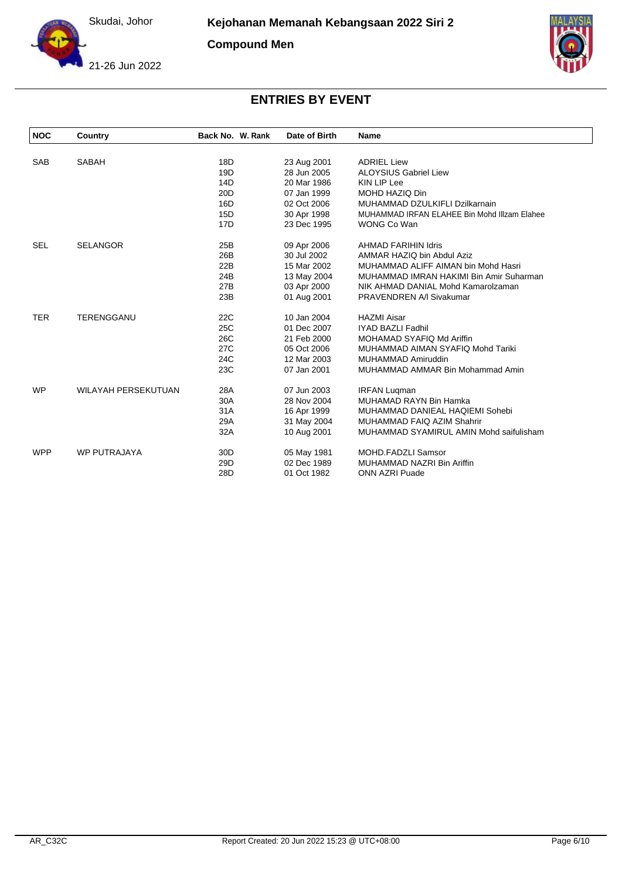Skudai, Johor

**Kejohanan Memanah Kebangsaan 2022 Siri 2**

**Compound Men**

21-26 Jun 2022

## ENTRIES BY EVENT

| NOC | Country | Back No. | W. Rank | Date of Birth | Name |
|---|---|---|---|---|---|
| SAB | SABAH | 18D | | 23 Aug 2001 | ADRIEL Liew |
| | | 19D | | 28 Jun 2005 | ALOYSIUS Gabriel Liew |
| | | 14D | | 20 Mar 1986 | KIN LIP Lee |
| | | 20D | | 07 Jan 1999 | MOHD HAZIQ Din |
| | | 16D | | 02 Oct 2006 | MUHAMMAD DZULKIFLI Dzilkarnain |
| | | 15D | | 30 Apr 1998 | MUHAMMAD IRFAN ELAHEE Bin Mohd Illzam Elahee |
| | | 17D | | 23 Dec 1995 | WONG Co Wan |
| SEL | SELANGOR | 25B | | 09 Apr 2006 | AHMAD FARIHIN Idris |
| | | 26B | | 30 Jul 2002 | AMMAR HAZIQ bin Abdul Aziz |
| | | 22B | | 15 Mar 2002 | MUHAMMAD ALIFF AIMAN bin Mohd Hasri |
| | | 24B | | 13 May 2004 | MUHAMMAD IMRAN HAKIMI Bin Amir Suharman |
| | | 27B | | 03 Apr 2000 | NIK AHMAD DANIAL Mohd Kamarolzaman |
| | | 23B | | 01 Aug 2001 | PRAVENDREN A/l Sivakumar |
| TER | TERENGGANU | 22C | | 10 Jan 2004 | HAZMI Aisar |
| | | 25C | | 01 Dec 2007 | IYAD BAZLI Fadhil |
| | | 26C | | 21 Feb 2000 | MOHAMAD SYAFIQ Md Ariffin |
| | | 27C | | 05 Oct 2006 | MUHAMMAD AIMAN SYAFIQ Mohd Tariki |
| | | 24C | | 12 Mar 2003 | MUHAMMAD Amiruddin |
| | | 23C | | 07 Jan 2001 | MUHAMMAD AMMAR Bin Mohammad Amin |
| WP | WILAYAH PERSEKUTUAN | 28A | | 07 Jun 2003 | IRFAN Luqman |
| | | 30A | | 28 Nov 2004 | MUHAMAD RAYN Bin Hamka |
| | | 31A | | 16 Apr 1999 | MUHAMMAD DANIEAL HAQIEMI Sohebi |
| | | 29A | | 31 May 2004 | MUHAMMAD FAIQ AZIM Shahrir |
| | | 32A | | 10 Aug 2001 | MUHAMMAD SYAMIRUL AMIN Mohd saifulisham |
| WPP | WP PUTRAJAYA | 30D | | 05 May 1981 | MOHD.FADZLI Samsor |
| | | 29D | | 02 Dec 1989 | MUHAMMAD NAZRI Bin Ariffin |
| | | 28D | | 01 Oct 1982 | ONN AZRI Puade |

AR_C32C — Report Created: 20 Jun 2022 15:23 @ UTC+08:00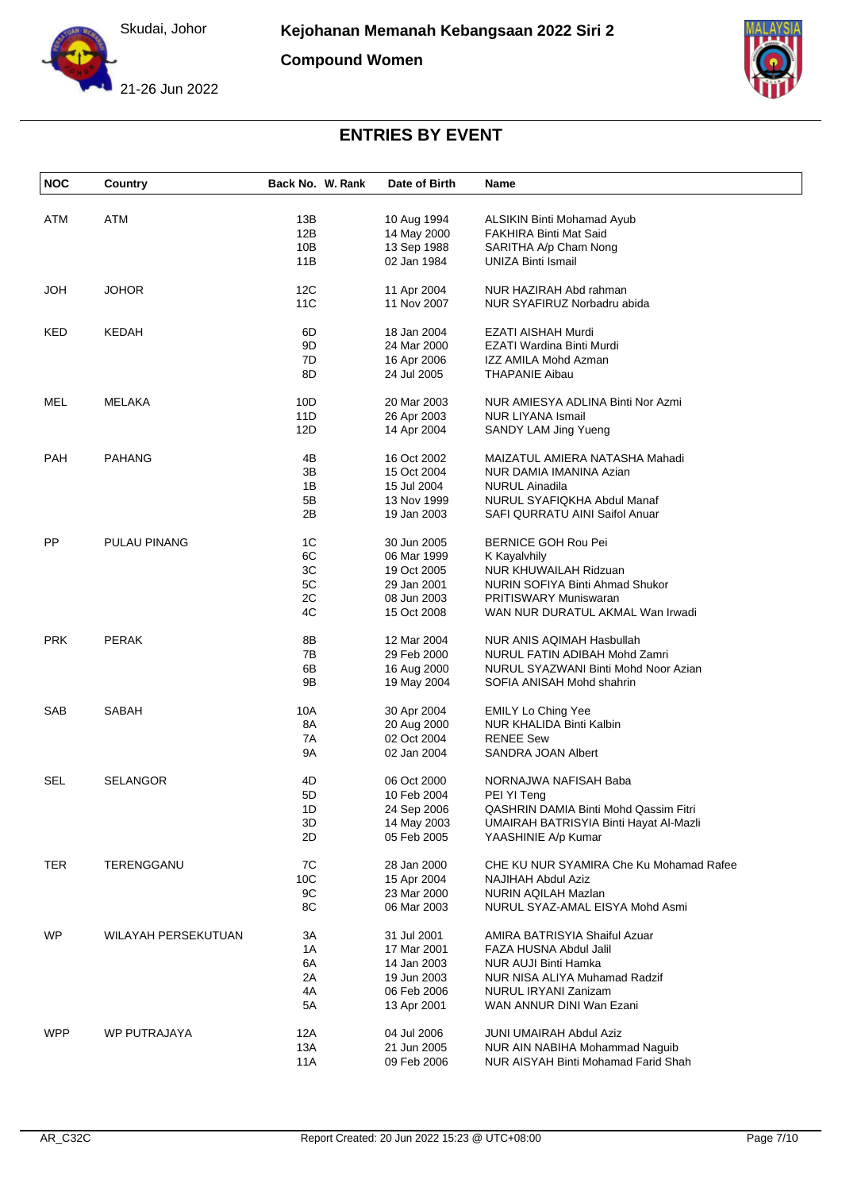Skudai, Johor

21-26 Jun 2022

**Kejohanan Memanah Kebangsaan 2022 Siri 2**

**Compound Women**

## ENTRIES BY EVENT

| NOC | Country | Back No. | W. Rank | Date of Birth | Name |
|---|---|---|---|---|---|
| ATM | ATM | 13B | | 10 Aug 1994 | ALSIKIN Binti Mohamad Ayub |
| | | 12B | | 14 May 2000 | FAKHIRA Binti Mat Said |
| | | 10B | | 13 Sep 1988 | SARITHA A/p Cham Nong |
| | | 11B | | 02 Jan 1984 | UNIZA Binti Ismail |
| JOH | JOHOR | 12C | | 11 Apr 2004 | NUR HAZIRAH Abd rahman |
| | | 11C | | 11 Nov 2007 | NUR SYAFIRUZ Norbadru abida |
| KED | KEDAH | 6D | | 18 Jan 2004 | EZATI AISHAH Murdi |
| | | 9D | | 24 Mar 2000 | EZATI Wardina Binti Murdi |
| | | 7D | | 16 Apr 2006 | IZZ AMILA Mohd Azman |
| | | 8D | | 24 Jul 2005 | THAPANIE Aibau |
| MEL | MELAKA | 10D | | 20 Mar 2003 | NUR AMIESYA ADLINA Binti Nor Azmi |
| | | 11D | | 26 Apr 2003 | NUR LIYANA Ismail |
| | | 12D | | 14 Apr 2004 | SANDY LAM Jing Yueng |
| PAH | PAHANG | 4B | | 16 Oct 2002 | MAIZATUL AMIERA NATASHA Mahadi |
| | | 3B | | 15 Oct 2004 | NUR DAMIA IMANINA Azian |
| | | 1B | | 15 Jul 2004 | NURUL Ainadila |
| | | 5B | | 13 Nov 1999 | NURUL SYAFIQKHA Abdul Manaf |
| | | 2B | | 19 Jan 2003 | SAFI QURRATU AINI Saifol Anuar |
| PP | PULAU PINANG | 1C | | 30 Jun 2005 | BERNICE GOH Rou Pei |
| | | 6C | | 06 Mar 1999 | K Kayalvhily |
| | | 3C | | 19 Oct 2005 | NUR KHUWAILAH Ridzuan |
| | | 5C | | 29 Jan 2001 | NURIN SOFIYA Binti Ahmad Shukor |
| | | 2C | | 08 Jun 2003 | PRITISWARY Muniswaran |
| | | 4C | | 15 Oct 2008 | WAN NUR DURATUL AKMAL Wan Irwadi |
| PRK | PERAK | 8B | | 12 Mar 2004 | NUR ANIS AQIMAH Hasbullah |
| | | 7B | | 29 Feb 2000 | NURUL FATIN ADIBAH Mohd Zamri |
| | | 6B | | 16 Aug 2000 | NURUL SYAZWANI Binti Mohd Noor Azian |
| | | 9B | | 19 May 2004 | SOFIA ANISAH Mohd shahrin |
| SAB | SABAH | 10A | | 30 Apr 2004 | EMILY Lo Ching Yee |
| | | 8A | | 20 Aug 2000 | NUR KHALIDA Binti Kalbin |
| | | 7A | | 02 Oct 2004 | RENEE Sew |
| | | 9A | | 02 Jan 2004 | SANDRA JOAN Albert |
| SEL | SELANGOR | 4D | | 06 Oct 2000 | NORNAJWA NAFISAH Baba |
| | | 5D | | 10 Feb 2004 | PEI YI Teng |
| | | 1D | | 24 Sep 2006 | QASHRIN DAMIA Binti Mohd Qassim Fitri |
| | | 3D | | 14 May 2003 | UMAIRAH BATRISYIA Binti Hayat Al-Mazli |
| | | 2D | | 05 Feb 2005 | YAASHINIE A/p Kumar |
| TER | TERENGGANU | 7C | | 28 Jan 2000 | CHE KU NUR SYAMIRA Che Ku Mohamad Rafee |
| | | 10C | | 15 Apr 2004 | NAJIHAH Abdul Aziz |
| | | 9C | | 23 Mar 2000 | NURIN AQILAH Mazlan |
| | | 8C | | 06 Mar 2003 | NURUL SYAZ-AMAL EISYA Mohd Asmi |
| WP | WILAYAH PERSEKUTUAN | 3A | | 31 Jul 2001 | AMIRA BATRISYIA Shaiful Azuar |
| | | 1A | | 17 Mar 2001 | FAZA HUSNA Abdul Jalil |
| | | 6A | | 14 Jan 2003 | NUR AUJI Binti Hamka |
| | | 2A | | 19 Jun 2003 | NUR NISA ALIYA Muhamad Radzif |
| | | 4A | | 06 Feb 2006 | NURUL IRYANI Zanizam |
| | | 5A | | 13 Apr 2001 | WAN ANNUR DINI Wan Ezani |
| WPP | WP PUTRAJAYA | 12A | | 04 Jul 2006 | JUNI UMAIRAH Abdul Aziz |
| | | 13A | | 21 Jun 2005 | NUR AIN NABIHA Mohammad Naguib |
| | | 11A | | 09 Feb 2006 | NUR AISYAH Binti Mohamad Farid Shah |

AR_C32C

Report Created: 20 Jun 2022 15:23 @ UTC+08:00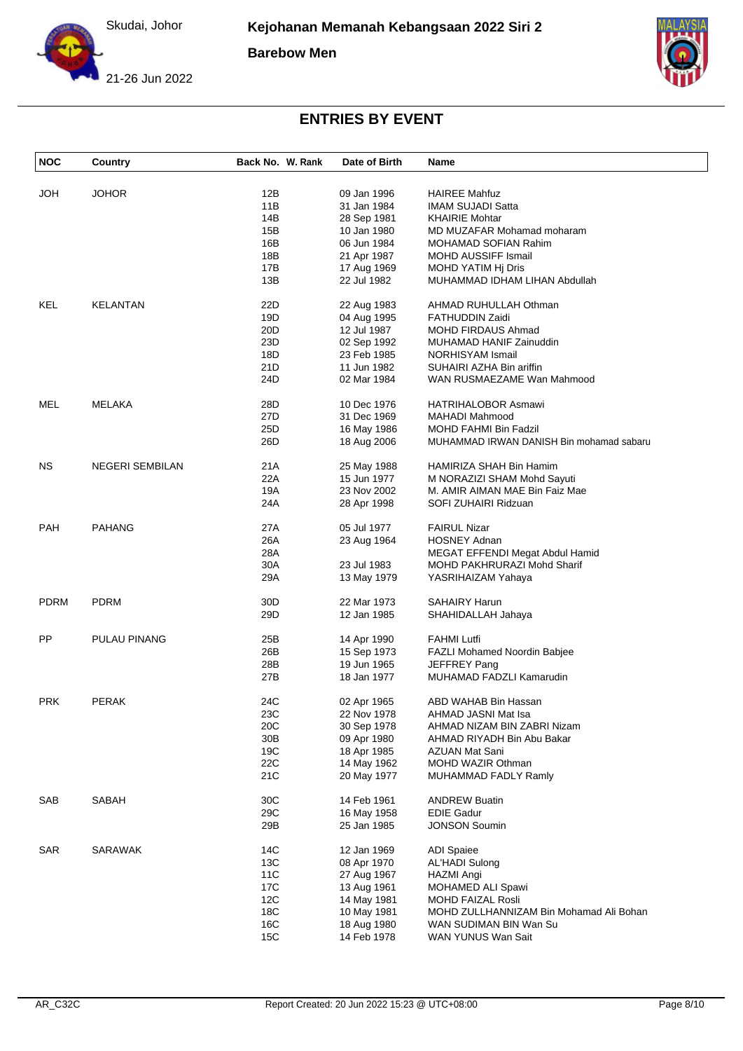Skudai, Johor

**Kejohanan Memanah Kebangsaan 2022 Siri 2**

**Barebow Men**

21-26 Jun 2022

## ENTRIES BY EVENT

| NOC | Country | Back No. | W. Rank | Date of Birth | Name |
|---|---|---|---|---|---|
| JOH | JOHOR | 12B | | 09 Jan 1996 | HAIREE Mahfuz |
| | | 11B | | 31 Jan 1984 | IMAM SUJADI Satta |
| | | 14B | | 28 Sep 1981 | KHAIRIE Mohtar |
| | | 15B | | 10 Jan 1980 | MD MUZAFAR Mohamad moharam |
| | | 16B | | 06 Jun 1984 | MOHAMAD SOFIAN Rahim |
| | | 18B | | 21 Apr 1987 | MOHD AUSSIFF Ismail |
| | | 17B | | 17 Aug 1969 | MOHD YATIM Hj Dris |
| | | 13B | | 22 Jul 1982 | MUHAMMAD IDHAM LIHAN Abdullah |
| KEL | KELANTAN | 22D | | 22 Aug 1983 | AHMAD RUHULLAH Othman |
| | | 19D | | 04 Aug 1995 | FATHUDDIN Zaidi |
| | | 20D | | 12 Jul 1987 | MOHD FIRDAUS Ahmad |
| | | 23D | | 02 Sep 1992 | MUHAMAD HANIF Zainuddin |
| | | 18D | | 23 Feb 1985 | NORHISYAM Ismail |
| | | 21D | | 11 Jun 1982 | SUHAIRI AZHA Bin ariffin |
| | | 24D | | 02 Mar 1984 | WAN RUSMAEZAME Wan Mahmood |
| MEL | MELAKA | 28D | | 10 Dec 1976 | HATRIHALOBOR Asmawi |
| | | 27D | | 31 Dec 1969 | MAHADI Mahmood |
| | | 25D | | 16 May 1986 | MOHD FAHMI Bin Fadzil |
| | | 26D | | 18 Aug 2006 | MUHAMMAD IRWAN DANISH Bin mohamad sabaru |
| NS | NEGERI SEMBILAN | 21A | | 25 May 1988 | HAMIRIZA SHAH Bin Hamim |
| | | 22A | | 15 Jun 1977 | M NORAZIZI SHAM Mohd Sayuti |
| | | 19A | | 23 Nov 2002 | M. AMIR AIMAN MAE Bin Faiz Mae |
| | | 24A | | 28 Apr 1998 | SOFI ZUHAIRI Ridzuan |
| PAH | PAHANG | 27A | | 05 Jul 1977 | FAIRUL Nizar |
| | | 26A | | 23 Aug 1964 | HOSNEY Adnan |
| | | 28A | | | MEGAT EFFENDI Megat Abdul Hamid |
| | | 30A | | 23 Jul 1983 | MOHD PAKHRURAZI Mohd Sharif |
| | | 29A | | 13 May 1979 | YASRIHAIZAM Yahaya |
| PDRM | PDRM | 30D | | 22 Mar 1973 | SAHAIRY Harun |
| | | 29D | | 12 Jan 1985 | SHAHIDALLAH Jahaya |
| PP | PULAU PINANG | 25B | | 14 Apr 1990 | FAHMI Lutfi |
| | | 26B | | 15 Sep 1973 | FAZLI Mohamed Noordin Babjee |
| | | 28B | | 19 Jun 1965 | JEFFREY Pang |
| | | 27B | | 18 Jan 1977 | MUHAMAD FADZLI Kamarudin |
| PRK | PERAK | 24C | | 02 Apr 1965 | ABD WAHAB Bin Hassan |
| | | 23C | | 22 Nov 1978 | AHMAD JASNI Mat Isa |
| | | 20C | | 30 Sep 1978 | AHMAD NIZAM BIN ZABRI Nizam |
| | | 30B | | 09 Apr 1980 | AHMAD RIYADH Bin Abu Bakar |
| | | 19C | | 18 Apr 1985 | AZUAN Mat Sani |
| | | 22C | | 14 May 1962 | MOHD WAZIR Othman |
| | | 21C | | 20 May 1977 | MUHAMMAD FADLY Ramly |
| SAB | SABAH | 30C | | 14 Feb 1961 | ANDREW Buatin |
| | | 29C | | 16 May 1958 | EDIE Gadur |
| | | 29B | | 25 Jan 1985 | JONSON Soumin |
| SAR | SARAWAK | 14C | | 12 Jan 1969 | ADI Spaiee |
| | | 13C | | 08 Apr 1970 | AL'HADI Sulong |
| | | 11C | | 27 Aug 1967 | HAZMI Angi |
| | | 17C | | 13 Aug 1961 | MOHAMED ALI Spawi |
| | | 12C | | 14 May 1981 | MOHD FAIZAL Rosli |
| | | 18C | | 10 May 1981 | MOHD ZULLHANNIZAM Bin Mohamad Ali Bohan |
| | | 16C | | 18 Aug 1980 | WAN SUDIMAN BIN Wan Su |
| | | 15C | | 14 Feb 1978 | WAN YUNUS Wan Sait |

AR_C32C Report Created: 20 Jun 2022 15:23 @ UTC+08:00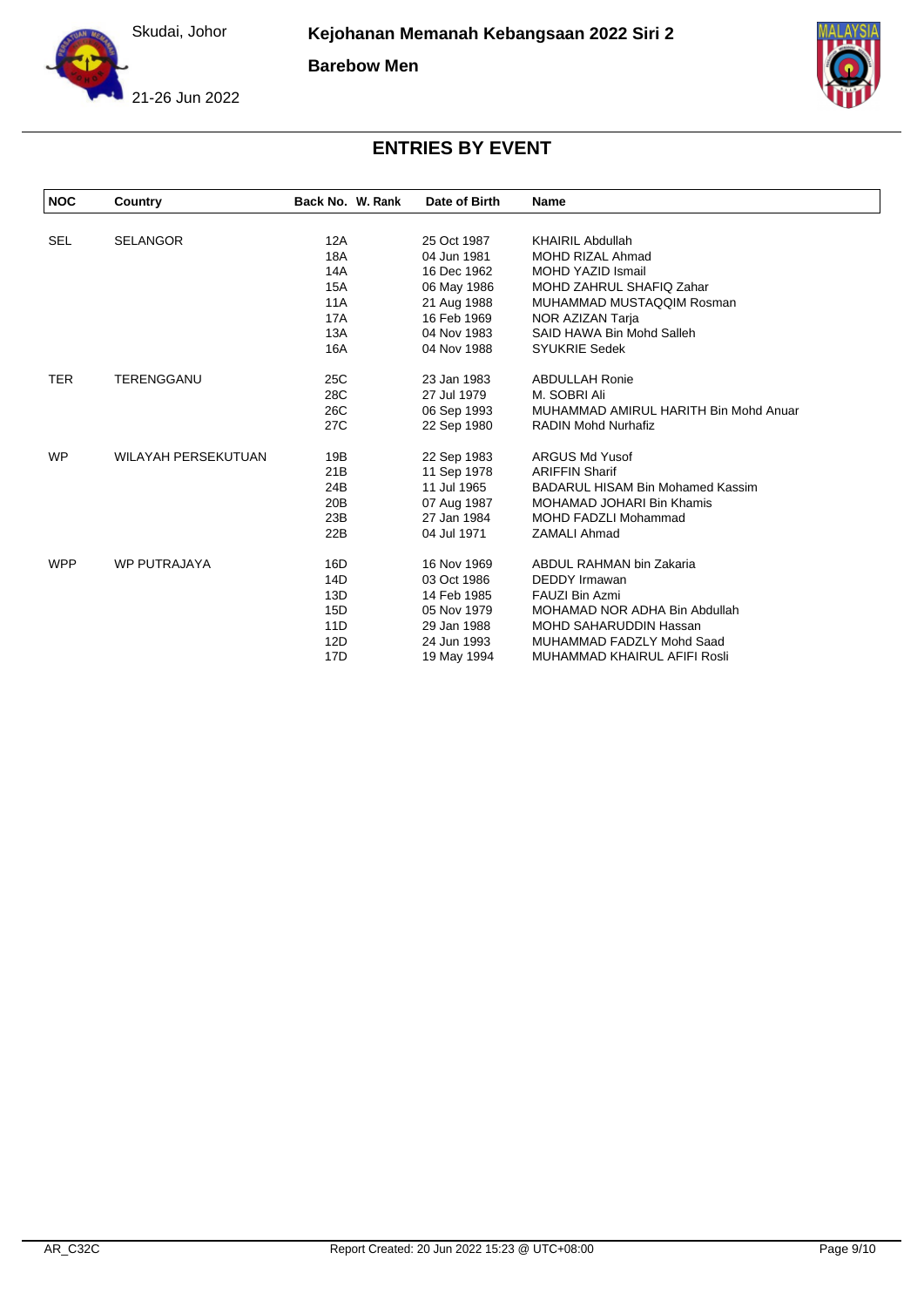Skudai, Johor

**Kejohanan Memanah Kebangsaan 2022 Siri 2**

**Barebow Men**

21-26 Jun 2022

## ENTRIES BY EVENT

| NOC | Country | Back No. | W. Rank | Date of Birth | Name |
|---|---|---|---|---|---|
| SEL | SELANGOR | 12A | | 25 Oct 1987 | KHAIRIL Abdullah |
| | | 18A | | 04 Jun 1981 | MOHD RIZAL Ahmad |
| | | 14A | | 16 Dec 1962 | MOHD YAZID Ismail |
| | | 15A | | 06 May 1986 | MOHD ZAHRUL SHAFIQ Zahar |
| | | 11A | | 21 Aug 1988 | MUHAMMAD MUSTAQQIM Rosman |
| | | 17A | | 16 Feb 1969 | NOR AZIZAN Tarja |
| | | 13A | | 04 Nov 1983 | SAID HAWA Bin Mohd Salleh |
| | | 16A | | 04 Nov 1988 | SYUKRIE Sedek |
| TER | TERENGGANU | 25C | | 23 Jan 1983 | ABDULLAH Ronie |
| | | 28C | | 27 Jul 1979 | M. SOBRI Ali |
| | | 26C | | 06 Sep 1993 | MUHAMMAD AMIRUL HARITH Bin Mohd Anuar |
| | | 27C | | 22 Sep 1980 | RADIN Mohd Nurhafiz |
| WP | WILAYAH PERSEKUTUAN | 19B | | 22 Sep 1983 | ARGUS Md Yusof |
| | | 21B | | 11 Sep 1978 | ARIFFIN Sharif |
| | | 24B | | 11 Jul 1965 | BADARUL HISAM Bin Mohamed Kassim |
| | | 20B | | 07 Aug 1987 | MOHAMAD JOHARI Bin Khamis |
| | | 23B | | 27 Jan 1984 | MOHD FADZLI Mohammad |
| | | 22B | | 04 Jul 1971 | ZAMALI Ahmad |
| WPP | WP PUTRAJAYA | 16D | | 16 Nov 1969 | ABDUL RAHMAN bin Zakaria |
| | | 14D | | 03 Oct 1986 | DEDDY Irmawan |
| | | 13D | | 14 Feb 1985 | FAUZI Bin Azmi |
| | | 15D | | 05 Nov 1979 | MOHAMAD NOR ADHA Bin Abdullah |
| | | 11D | | 29 Jan 1988 | MOHD SAHARUDDIN Hassan |
| | | 12D | | 24 Jun 1993 | MUHAMMAD FADZLY Mohd Saad |
| | | 17D | | 19 May 1994 | MUHAMMAD KHAIRUL AFIFI Rosli |

AR_C32C Report Created: 20 Jun 2022 15:23 @ UTC+08:00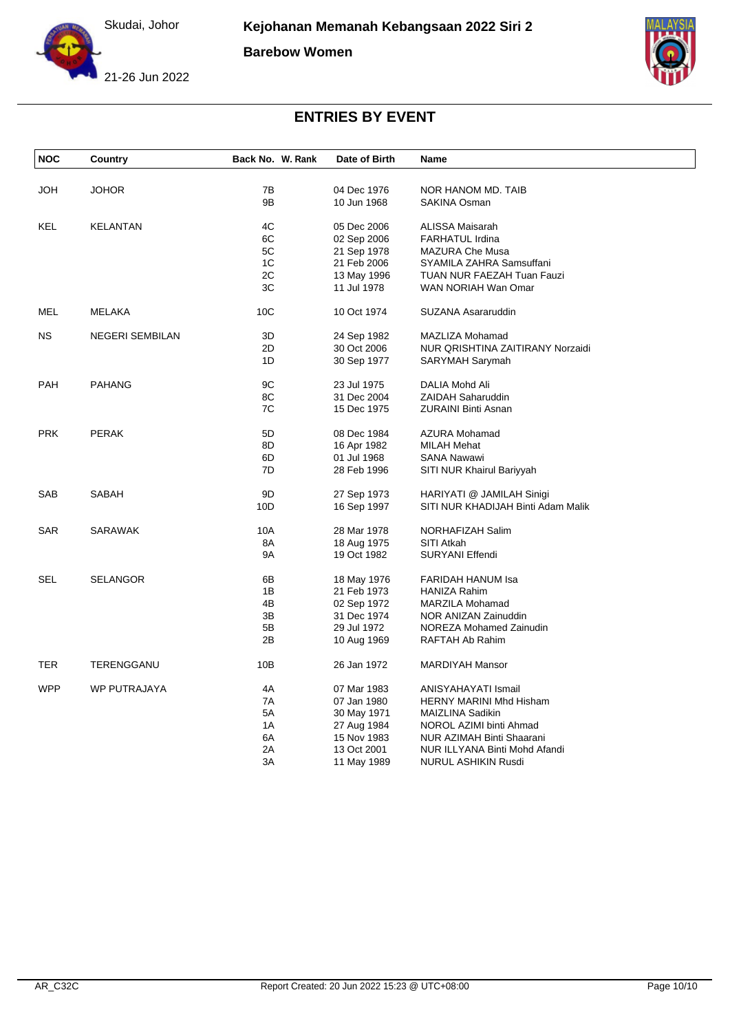Skudai, Johor

21-26 Jun 2022

**Kejohanan Memanah Kebangsaan 2022 Siri 2**

**Barebow Women**

## ENTRIES BY EVENT

| NOC | Country | Back No. | W. Rank | Date of Birth | Name |
|---|---|---|---|---|---|
| JOH | JOHOR | 7B | | 04 Dec 1976 | NOR HANOM MD. TAIB |
| | | 9B | | 10 Jun 1968 | SAKINA Osman |
| KEL | KELANTAN | 4C | | 05 Dec 2006 | ALISSA Maisarah |
| | | 6C | | 02 Sep 2006 | FARHATUL Irdina |
| | | 5C | | 21 Sep 1978 | MAZURA Che Musa |
| | | 1C | | 21 Feb 2006 | SYAMILA ZAHRA Samsuffani |
| | | 2C | | 13 May 1996 | TUAN NUR FAEZAH Tuan Fauzi |
| | | 3C | | 11 Jul 1978 | WAN NORIAH Wan Omar |
| MEL | MELAKA | 10C | | 10 Oct 1974 | SUZANA Asararuddin |
| NS | NEGERI SEMBILAN | 3D | | 24 Sep 1982 | MAZLIZA Mohamad |
| | | 2D | | 30 Oct 2006 | NUR QRISHTINA ZAITIRANY Norzaidi |
| | | 1D | | 30 Sep 1977 | SARYMAH Sarymah |
| PAH | PAHANG | 9C | | 23 Jul 1975 | DALIA Mohd Ali |
| | | 8C | | 31 Dec 2004 | ZAIDAH Saharuddin |
| | | 7C | | 15 Dec 1975 | ZURAINI Binti Asnan |
| PRK | PERAK | 5D | | 08 Dec 1984 | AZURA Mohamad |
| | | 8D | | 16 Apr 1982 | MILAH Mehat |
| | | 6D | | 01 Jul 1968 | SANA Nawawi |
| | | 7D | | 28 Feb 1996 | SITI NUR Khairul Bariyyah |
| SAB | SABAH | 9D | | 27 Sep 1973 | HARIYATI @ JAMILAH Sinigi |
| | | 10D | | 16 Sep 1997 | SITI NUR KHADIJAH Binti Adam Malik |
| SAR | SARAWAK | 10A | | 28 Mar 1978 | NORHAFIZAH Salim |
| | | 8A | | 18 Aug 1975 | SITI Atkah |
| | | 9A | | 19 Oct 1982 | SURYANI Effendi |
| SEL | SELANGOR | 6B | | 18 May 1976 | FARIDAH HANUM Isa |
| | | 1B | | 21 Feb 1973 | HANIZA Rahim |
| | | 4B | | 02 Sep 1972 | MARZILA Mohamad |
| | | 3B | | 31 Dec 1974 | NOR ANIZAN Zainuddin |
| | | 5B | | 29 Jul 1972 | NOREZA Mohamed Zainudin |
| | | 2B | | 10 Aug 1969 | RAFTAH Ab Rahim |
| TER | TERENGGANU | 10B | | 26 Jan 1972 | MARDIYAH Mansor |
| WPP | WP PUTRAJAYA | 4A | | 07 Mar 1983 | ANISYAHAYATI Ismail |
| | | 7A | | 07 Jan 1980 | HERNY MARINI Mhd Hisham |
| | | 5A | | 30 May 1971 | MAIZLINA Sadikin |
| | | 1A | | 27 Aug 1984 | NOROL AZIMI binti Ahmad |
| | | 6A | | 15 Nov 1983 | NUR AZIMAH Binti Shaarani |
| | | 2A | | 13 Oct 2001 | NUR ILLYANA Binti Mohd Afandi |
| | | 3A | | 11 May 1989 | NURUL ASHIKIN Rusdi |

AR_C32C

Report Created: 20 Jun 2022 15:23 @ UTC+08:00